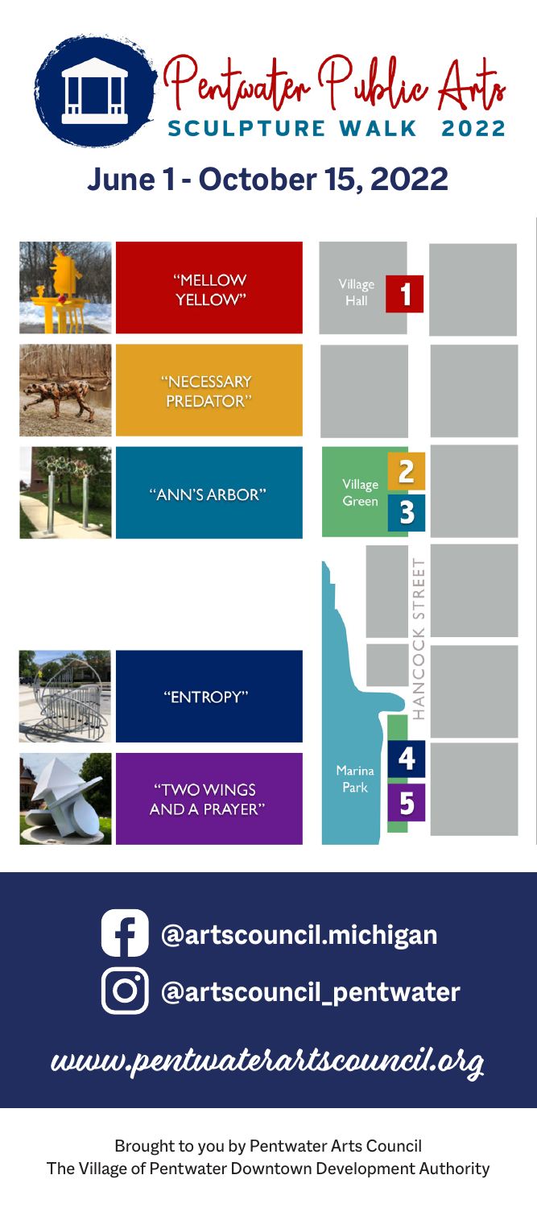# Pentwater Public Arts

## SCULPTURE WALK 2022

## June 1 - October 15, 2022

1. "MELLOW YELLOW"
2. "NECESSARY PREDATOR"
3. "ANN'S ARBOR"
4. "ENTROPY"
5. "TWO WINGS AND A PRAYER"

Village Hall — 1

Village Green — 2, 3

HANCOCK STREET

Marina Park — 4, 5

@artscouncil.michigan

@artscouncil_pentwater

www.pentwaterartscouncil.org

Brought to you by Pentwater Arts Council
The Village of Pentwater Downtown Development Authority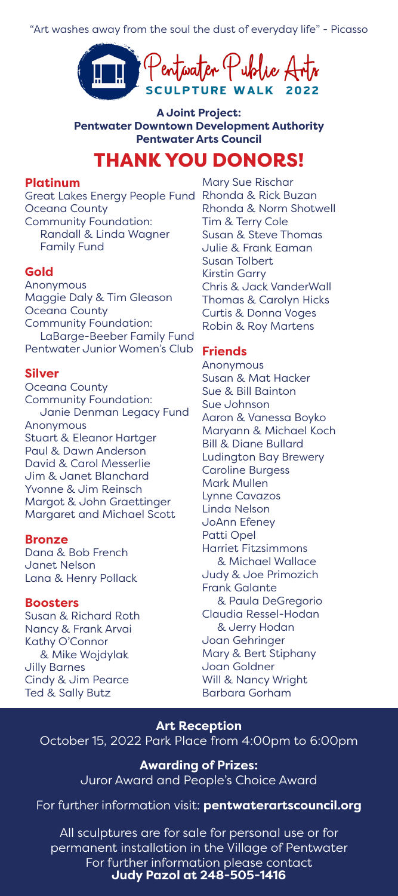"Art washes away from the soul the dust of everyday life" - Picasso

# Pentwater Public Arts
## SCULPTURE WALK 2022

**A Joint Project:**
**Pentwater Downtown Development Authority**
**Pentwater Arts Council**

# THANK YOU DONORS!

### Platinum

Great Lakes Energy People Fund
Oceana County Community Foundation: Randall & Linda Wagner Family Fund

### Gold

Anonymous
Maggie Daly & Tim Gleason
Oceana County Community Foundation: LaBarge-Beeber Family Fund
Pentwater Junior Women's Club

### Silver

Oceana County Community Foundation: Janie Denman Legacy Fund
Anonymous
Stuart & Eleanor Hartger
Paul & Dawn Anderson
David & Carol Messerlie
Jim & Janet Blanchard
Yvonne & Jim Reinsch
Margot & John Graettinger
Margaret and Michael Scott

### Bronze

Dana & Bob French
Janet Nelson
Lana & Henry Pollack

### Boosters

Susan & Richard Roth
Nancy & Frank Arvai
Kathy O'Connor & Mike Wojdylak
Jilly Barnes
Cindy & Jim Pearce
Ted & Sally Butz
Mary Sue Rischar
Rhonda & Rick Buzan
Rhonda & Norm Shotwell
Tim & Terry Cole
Susan & Steve Thomas
Julie & Frank Eaman
Susan Tolbert
Kirstin Garry
Chris & Jack VanderWall
Thomas & Carolyn Hicks
Curtis & Donna Voges
Robin & Roy Martens

### Friends

Anonymous
Susan & Mat Hacker
Sue & Bill Bainton
Sue Johnson
Aaron & Vanessa Boyko
Maryann & Michael Koch
Bill & Diane Bullard
Ludington Bay Brewery
Caroline Burgess
Mark Mullen
Lynne Cavazos
Linda Nelson
JoAnn Efeney
Patti Opel
Harriet Fitzsimmons & Michael Wallace
Judy & Joe Primozich
Frank Galante & Paula DeGregorio
Claudia Ressel-Hodan & Jerry Hodan
Joan Gehringer
Mary & Bert Stiphany
Joan Goldner
Will & Nancy Wright
Barbara Gorham

**Art Reception**
October 15, 2022 Park Place from 4:00pm to 6:00pm

**Awarding of Prizes:**
Juror Award and People's Choice Award

For further information visit: **pentwaterartscouncil.org**

All sculptures are for sale for personal use or for permanent installation in the Village of Pentwater
For further information please contact
**Judy Pazol at 248-505-1416**